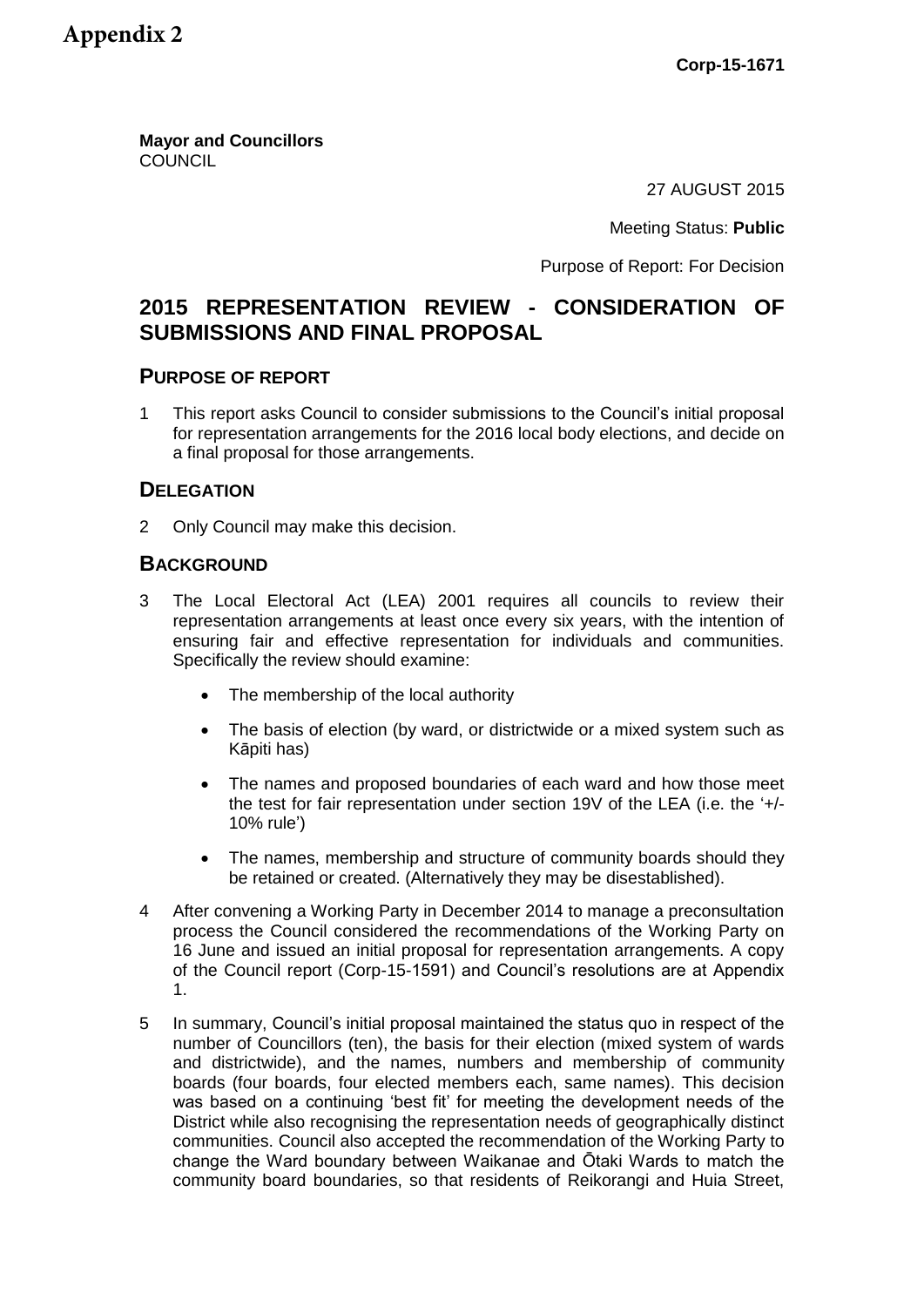# Appendix 2

**Corp-15-1671**

**Mayor and Councillors**
COUNCIL

27 AUGUST 2015

Meeting Status: **Public**

Purpose of Report: For Decision

## 2015 REPRESENTATION REVIEW - CONSIDERATION OF SUBMISSIONS AND FINAL PROPOSAL

### PURPOSE OF REPORT

1 This report asks Council to consider submissions to the Council's initial proposal for representation arrangements for the 2016 local body elections, and decide on a final proposal for those arrangements.

### DELEGATION

2 Only Council may make this decision.

### BACKGROUND

3 The Local Electoral Act (LEA) 2001 requires all councils to review their representation arrangements at least once every six years, with the intention of ensuring fair and effective representation for individuals and communities. Specifically the review should examine:

- The membership of the local authority
- The basis of election (by ward, or districtwide or a mixed system such as Kāpiti has)
- The names and proposed boundaries of each ward and how those meet the test for fair representation under section 19V of the LEA (i.e. the '+/- 10% rule')
- The names, membership and structure of community boards should they be retained or created. (Alternatively they may be disestablished).

4 After convening a Working Party in December 2014 to manage a preconsultation process the Council considered the recommendations of the Working Party on 16 June and issued an initial proposal for representation arrangements. A copy of the Council report (Corp-15-1591) and Council's resolutions are at Appendix 1.

5 In summary, Council's initial proposal maintained the status quo in respect of the number of Councillors (ten), the basis for their election (mixed system of wards and districtwide), and the names, numbers and membership of community boards (four boards, four elected members each, same names). This decision was based on a continuing 'best fit' for meeting the development needs of the District while also recognising the representation needs of geographically distinct communities. Council also accepted the recommendation of the Working Party to change the Ward boundary between Waikanae and Ōtaki Wards to match the community board boundaries, so that residents of Reikorangi and Huia Street,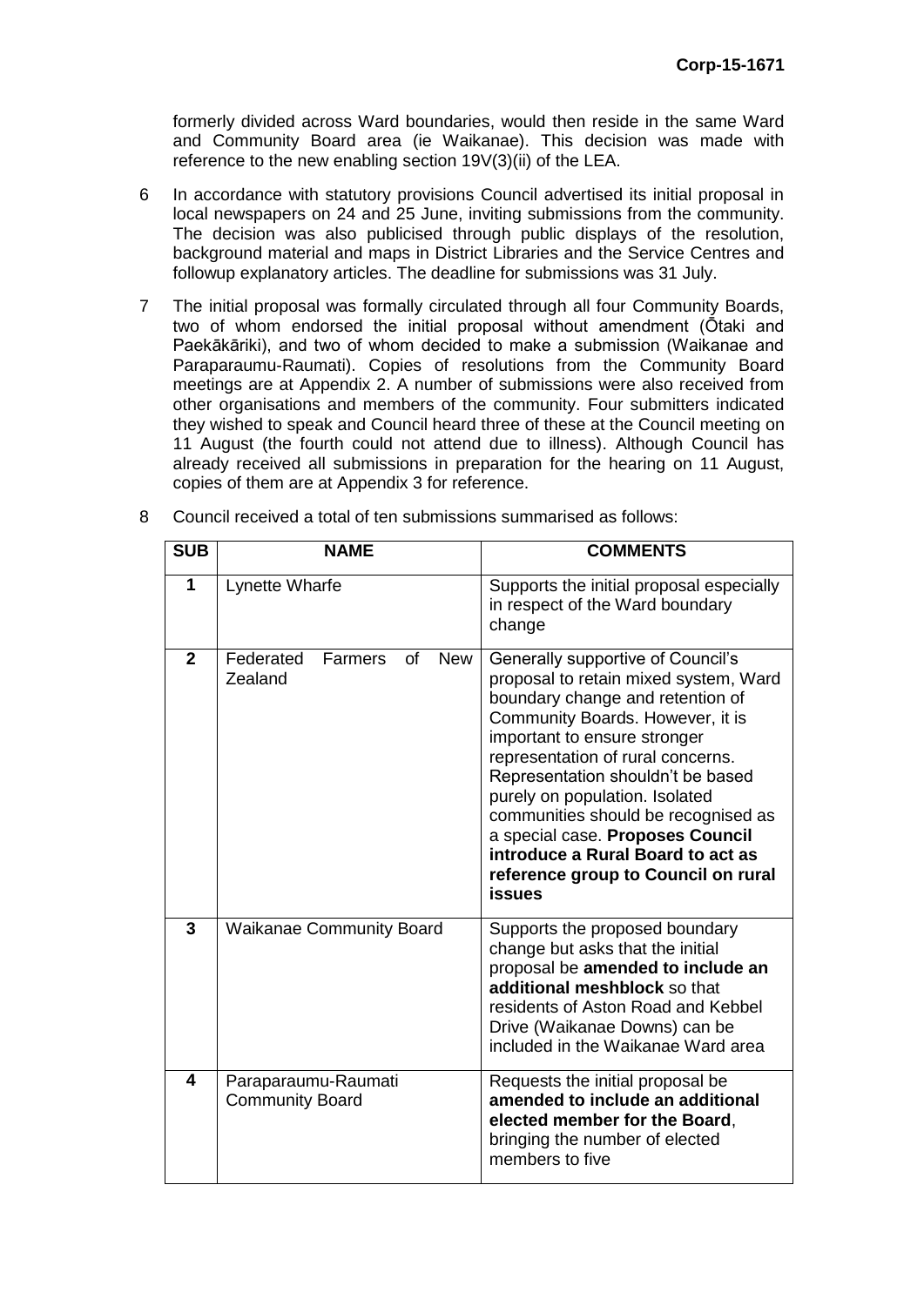formerly divided across Ward boundaries, would then reside in the same Ward and Community Board area (ie Waikanae). This decision was made with reference to the new enabling section 19V(3)(ii) of the LEA.

6 In accordance with statutory provisions Council advertised its initial proposal in local newspapers on 24 and 25 June, inviting submissions from the community. The decision was also publicised through public displays of the resolution, background material and maps in District Libraries and the Service Centres and followup explanatory articles. The deadline for submissions was 31 July.

7 The initial proposal was formally circulated through all four Community Boards, two of whom endorsed the initial proposal without amendment (Ōtaki and Paekākāriki), and two of whom decided to make a submission (Waikanae and Paraparaumu-Raumati). Copies of resolutions from the Community Board meetings are at Appendix 2. A number of submissions were also received from other organisations and members of the community. Four submitters indicated they wished to speak and Council heard three of these at the Council meeting on 11 August (the fourth could not attend due to illness). Although Council has already received all submissions in preparation for the hearing on 11 August, copies of them are at Appendix 3 for reference.

8 Council received a total of ten submissions summarised as follows:

| SUB | NAME | COMMENTS |
|---|---|---|
| 1 | Lynette Wharfe | Supports the initial proposal especially in respect of the Ward boundary change |
| 2 | Federated Farmers of New Zealand | Generally supportive of Council's proposal to retain mixed system, Ward boundary change and retention of Community Boards. However, it is important to ensure stronger representation of rural concerns. Representation shouldn't be based purely on population. Isolated communities should be recognised as a special case. **Proposes Council introduce a Rural Board to act as reference group to Council on rural issues** |
| 3 | Waikanae Community Board | Supports the proposed boundary change but asks that the initial proposal be **amended to include an additional meshblock** so that residents of Aston Road and Kebbel Drive (Waikanae Downs) can be included in the Waikanae Ward area |
| 4 | Paraparaumu-Raumati Community Board | Requests the initial proposal be **amended to include an additional elected member for the Board**, bringing the number of elected members to five |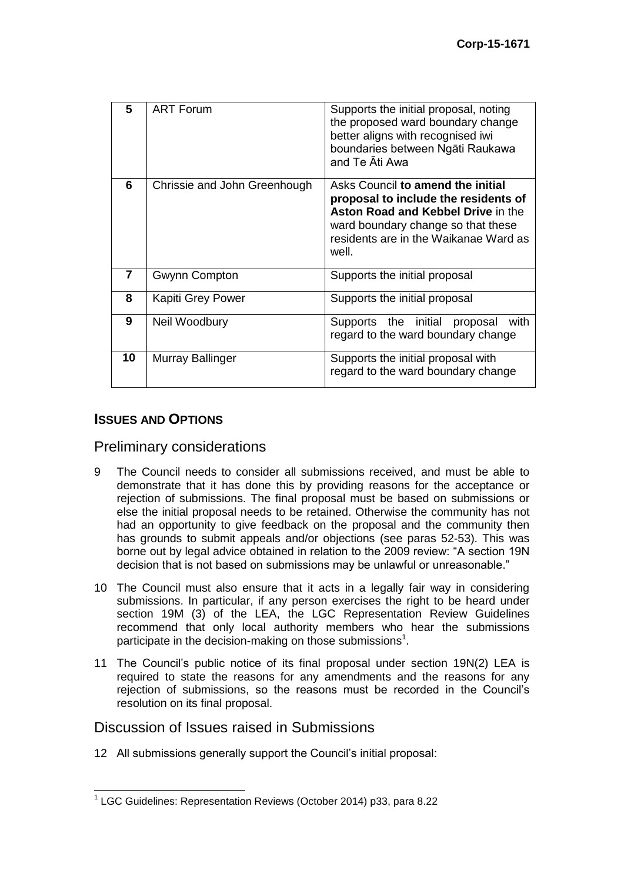| 5 | ART Forum | Supports the initial proposal, noting the proposed ward boundary change better aligns with recognised iwi boundaries between Ngāti Raukawa and Te Āti Awa |
|---|---|---|
| 6 | Chrissie and John Greenhough | Asks Council **to amend the initial proposal to include the residents of Aston Road and Kebbel Drive** in the ward boundary change so that these residents are in the Waikanae Ward as well. |
| 7 | Gwynn Compton | Supports the initial proposal |
| 8 | Kapiti Grey Power | Supports the initial proposal |
| 9 | Neil Woodbury | Supports the initial proposal with regard to the ward boundary change |
| 10 | Murray Ballinger | Supports the initial proposal with regard to the ward boundary change |

## ISSUES AND OPTIONS

### Preliminary considerations

9 The Council needs to consider all submissions received, and must be able to demonstrate that it has done this by providing reasons for the acceptance or rejection of submissions. The final proposal must be based on submissions or else the initial proposal needs to be retained. Otherwise the community has not had an opportunity to give feedback on the proposal and the community then has grounds to submit appeals and/or objections (see paras 52-53). This was borne out by legal advice obtained in relation to the 2009 review: "A section 19N decision that is not based on submissions may be unlawful or unreasonable."

10 The Council must also ensure that it acts in a legally fair way in considering submissions. In particular, if any person exercises the right to be heard under section 19M (3) of the LEA, the LGC Representation Review Guidelines recommend that only local authority members who hear the submissions participate in the decision-making on those submissions[1].

11 The Council's public notice of its final proposal under section 19N(2) LEA is required to state the reasons for any amendments and the reasons for any rejection of submissions, so the reasons must be recorded in the Council's resolution on its final proposal.

### Discussion of Issues raised in Submissions

12 All submissions generally support the Council's initial proposal:

[1] LGC Guidelines: Representation Reviews (October 2014) p33, para 8.22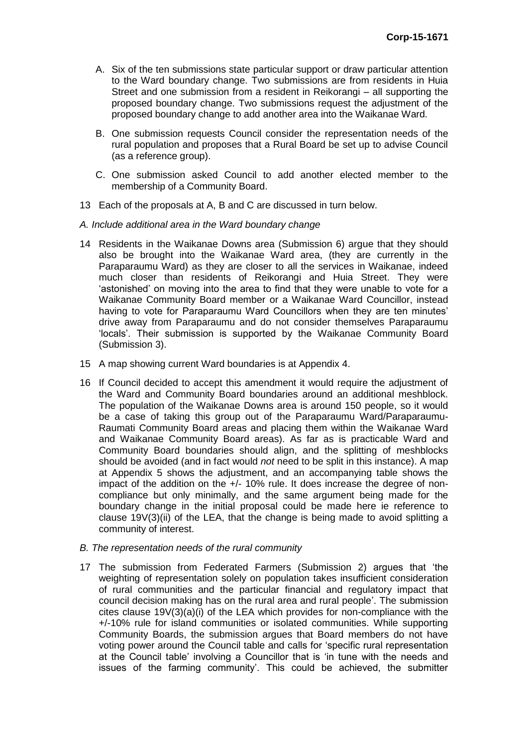A. Six of the ten submissions state particular support or draw particular attention to the Ward boundary change. Two submissions are from residents in Huia Street and one submission from a resident in Reikorangi – all supporting the proposed boundary change. Two submissions request the adjustment of the proposed boundary change to add another area into the Waikanae Ward.

B. One submission requests Council consider the representation needs of the rural population and proposes that a Rural Board be set up to advise Council (as a reference group).

C. One submission asked Council to add another elected member to the membership of a Community Board.

13 Each of the proposals at A, B and C are discussed in turn below.

*A. Include additional area in the Ward boundary change*

14 Residents in the Waikanae Downs area (Submission 6) argue that they should also be brought into the Waikanae Ward area, (they are currently in the Paraparaumu Ward) as they are closer to all the services in Waikanae, indeed much closer than residents of Reikorangi and Huia Street. They were 'astonished' on moving into the area to find that they were unable to vote for a Waikanae Community Board member or a Waikanae Ward Councillor, instead having to vote for Paraparaumu Ward Councillors when they are ten minutes' drive away from Paraparaumu and do not consider themselves Paraparaumu 'locals'. Their submission is supported by the Waikanae Community Board (Submission 3).

15 A map showing current Ward boundaries is at Appendix 4.

16 If Council decided to accept this amendment it would require the adjustment of the Ward and Community Board boundaries around an additional meshblock. The population of the Waikanae Downs area is around 150 people, so it would be a case of taking this group out of the Paraparaumu Ward/Paraparaumu-Raumati Community Board areas and placing them within the Waikanae Ward and Waikanae Community Board areas). As far as is practicable Ward and Community Board boundaries should align, and the splitting of meshblocks should be avoided (and in fact would *not* need to be split in this instance). A map at Appendix 5 shows the adjustment, and an accompanying table shows the impact of the addition on the +/- 10% rule. It does increase the degree of non-compliance but only minimally, and the same argument being made for the boundary change in the initial proposal could be made here ie reference to clause 19V(3)(ii) of the LEA, that the change is being made to avoid splitting a community of interest.

*B. The representation needs of the rural community*

17 The submission from Federated Farmers (Submission 2) argues that 'the weighting of representation solely on population takes insufficient consideration of rural communities and the particular financial and regulatory impact that council decision making has on the rural area and rural people'. The submission cites clause 19V(3)(a)(i) of the LEA which provides for non-compliance with the +/-10% rule for island communities or isolated communities. While supporting Community Boards, the submission argues that Board members do not have voting power around the Council table and calls for 'specific rural representation at the Council table' involving a Councillor that is 'in tune with the needs and issues of the farming community'. This could be achieved, the submitter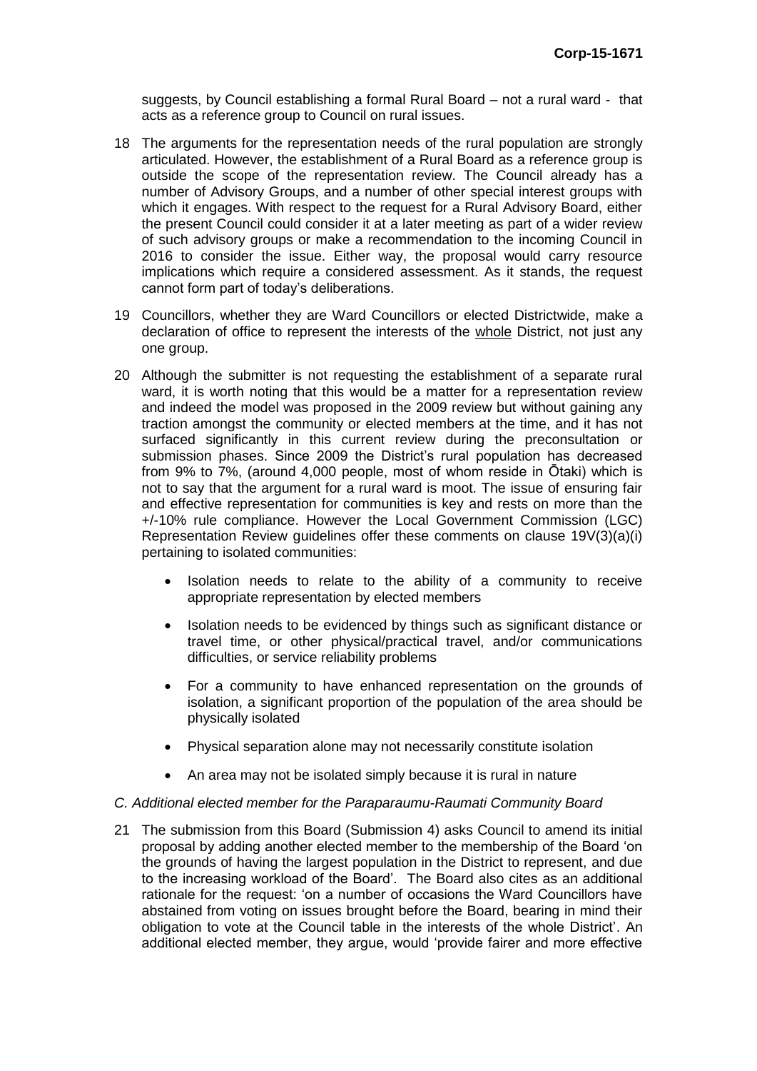suggests, by Council establishing a formal Rural Board – not a rural ward - that acts as a reference group to Council on rural issues.

18 The arguments for the representation needs of the rural population are strongly articulated. However, the establishment of a Rural Board as a reference group is outside the scope of the representation review. The Council already has a number of Advisory Groups, and a number of other special interest groups with which it engages. With respect to the request for a Rural Advisory Board, either the present Council could consider it at a later meeting as part of a wider review of such advisory groups or make a recommendation to the incoming Council in 2016 to consider the issue. Either way, the proposal would carry resource implications which require a considered assessment. As it stands, the request cannot form part of today's deliberations.

19 Councillors, whether they are Ward Councillors or elected Districtwide, make a declaration of office to represent the interests of the whole District, not just any one group.

20 Although the submitter is not requesting the establishment of a separate rural ward, it is worth noting that this would be a matter for a representation review and indeed the model was proposed in the 2009 review but without gaining any traction amongst the community or elected members at the time, and it has not surfaced significantly in this current review during the preconsultation or submission phases. Since 2009 the District's rural population has decreased from 9% to 7%, (around 4,000 people, most of whom reside in Ōtaki) which is not to say that the argument for a rural ward is moot. The issue of ensuring fair and effective representation for communities is key and rests on more than the +/-10% rule compliance. However the Local Government Commission (LGC) Representation Review guidelines offer these comments on clause 19V(3)(a)(i) pertaining to isolated communities:

- Isolation needs to relate to the ability of a community to receive appropriate representation by elected members
- Isolation needs to be evidenced by things such as significant distance or travel time, or other physical/practical travel, and/or communications difficulties, or service reliability problems
- For a community to have enhanced representation on the grounds of isolation, a significant proportion of the population of the area should be physically isolated
- Physical separation alone may not necessarily constitute isolation
- An area may not be isolated simply because it is rural in nature

*C. Additional elected member for the Paraparaumu-Raumati Community Board*

21 The submission from this Board (Submission 4) asks Council to amend its initial proposal by adding another elected member to the membership of the Board 'on the grounds of having the largest population in the District to represent, and due to the increasing workload of the Board'. The Board also cites as an additional rationale for the request: 'on a number of occasions the Ward Councillors have abstained from voting on issues brought before the Board, bearing in mind their obligation to vote at the Council table in the interests of the whole District'. An additional elected member, they argue, would 'provide fairer and more effective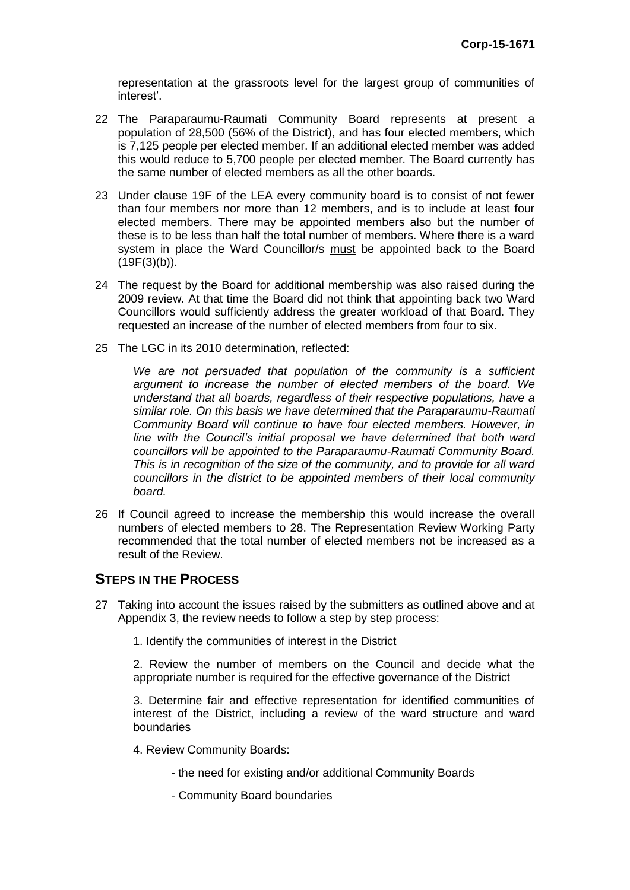representation at the grassroots level for the largest group of communities of interest'.

22 The Paraparaumu-Raumati Community Board represents at present a population of 28,500 (56% of the District), and has four elected members, which is 7,125 people per elected member. If an additional elected member was added this would reduce to 5,700 people per elected member. The Board currently has the same number of elected members as all the other boards.

23 Under clause 19F of the LEA every community board is to consist of not fewer than four members nor more than 12 members, and is to include at least four elected members. There may be appointed members also but the number of these is to be less than half the total number of members. Where there is a ward system in place the Ward Councillor/s <u>must</u> be appointed back to the Board (19F(3)(b)).

24 The request by the Board for additional membership was also raised during the 2009 review. At that time the Board did not think that appointing back two Ward Councillors would sufficiently address the greater workload of that Board. They requested an increase of the number of elected members from four to six.

25 The LGC in its 2010 determination, reflected:

> *We are not persuaded that population of the community is a sufficient argument to increase the number of elected members of the board. We understand that all boards, regardless of their respective populations, have a similar role. On this basis we have determined that the Paraparaumu-Raumati Community Board will continue to have four elected members. However, in line with the Council's initial proposal we have determined that both ward councillors will be appointed to the Paraparaumu-Raumati Community Board. This is in recognition of the size of the community, and to provide for all ward councillors in the district to be appointed members of their local community board.*

26 If Council agreed to increase the membership this would increase the overall numbers of elected members to 28. The Representation Review Working Party recommended that the total number of elected members not be increased as a result of the Review.

## STEPS IN THE PROCESS

27 Taking into account the issues raised by the submitters as outlined above and at Appendix 3, the review needs to follow a step by step process:

1. Identify the communities of interest in the District

2. Review the number of members on the Council and decide what the appropriate number is required for the effective governance of the District

3. Determine fair and effective representation for identified communities of interest of the District, including a review of the ward structure and ward boundaries

4. Review Community Boards:

   - the need for existing and/or additional Community Boards

   - Community Board boundaries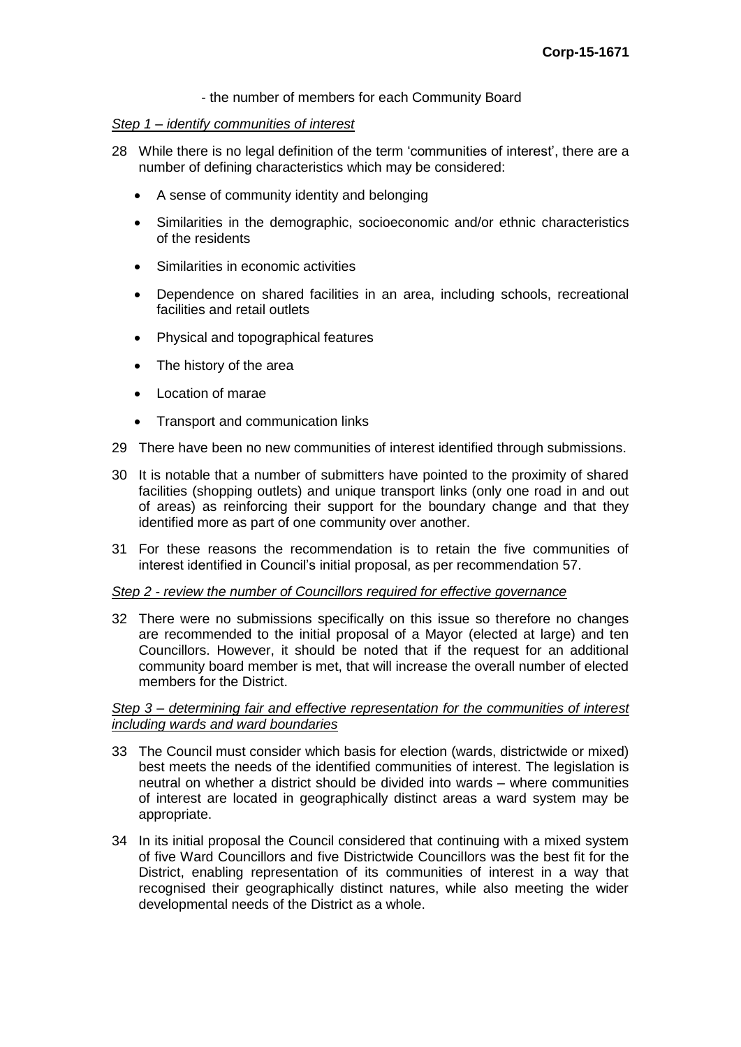- the number of members for each Community Board

*Step 1 – identify communities of interest*

28 While there is no legal definition of the term 'communities of interest', there are a number of defining characteristics which may be considered:

- A sense of community identity and belonging
- Similarities in the demographic, socioeconomic and/or ethnic characteristics of the residents
- Similarities in economic activities
- Dependence on shared facilities in an area, including schools, recreational facilities and retail outlets
- Physical and topographical features
- The history of the area
- Location of marae
- Transport and communication links

29 There have been no new communities of interest identified through submissions.

30 It is notable that a number of submitters have pointed to the proximity of shared facilities (shopping outlets) and unique transport links (only one road in and out of areas) as reinforcing their support for the boundary change and that they identified more as part of one community over another.

31 For these reasons the recommendation is to retain the five communities of interest identified in Council's initial proposal, as per recommendation 57.

*Step 2 - review the number of Councillors required for effective governance*

32 There were no submissions specifically on this issue so therefore no changes are recommended to the initial proposal of a Mayor (elected at large) and ten Councillors. However, it should be noted that if the request for an additional community board member is met, that will increase the overall number of elected members for the District.

*Step 3 – determining fair and effective representation for the communities of interest including wards and ward boundaries*

33 The Council must consider which basis for election (wards, districtwide or mixed) best meets the needs of the identified communities of interest. The legislation is neutral on whether a district should be divided into wards – where communities of interest are located in geographically distinct areas a ward system may be appropriate.

34 In its initial proposal the Council considered that continuing with a mixed system of five Ward Councillors and five Districtwide Councillors was the best fit for the District, enabling representation of its communities of interest in a way that recognised their geographically distinct natures, while also meeting the wider developmental needs of the District as a whole.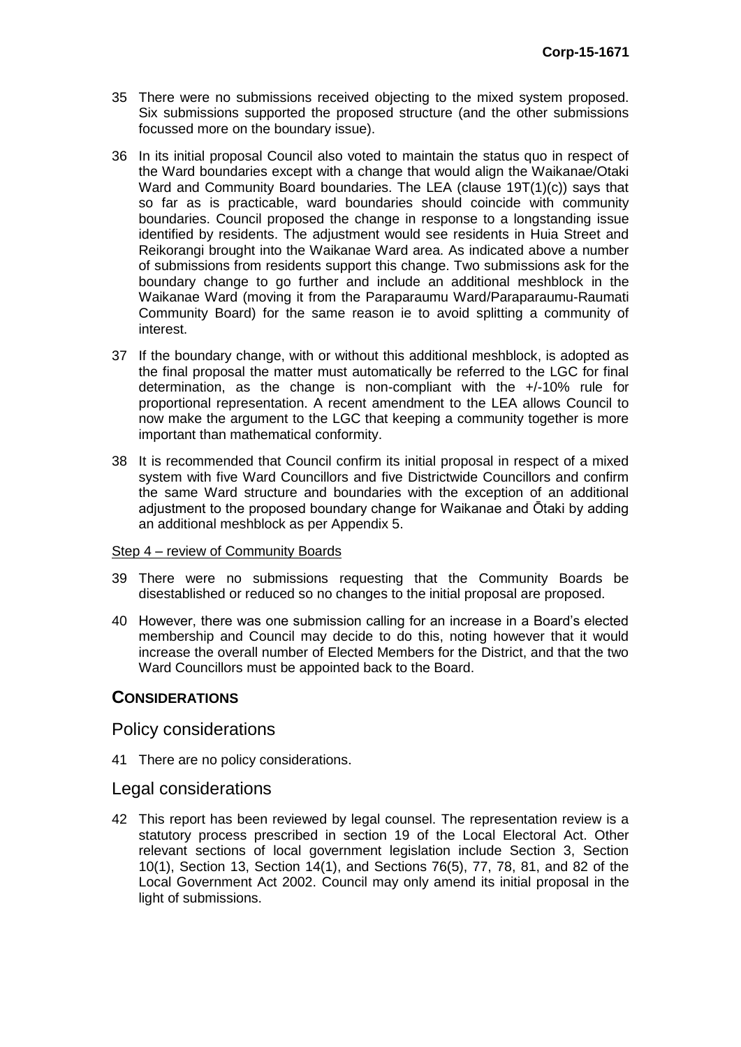35 There were no submissions received objecting to the mixed system proposed. Six submissions supported the proposed structure (and the other submissions focussed more on the boundary issue).

36 In its initial proposal Council also voted to maintain the status quo in respect of the Ward boundaries except with a change that would align the Waikanae/Otaki Ward and Community Board boundaries. The LEA (clause 19T(1)(c)) says that so far as is practicable, ward boundaries should coincide with community boundaries. Council proposed the change in response to a longstanding issue identified by residents. The adjustment would see residents in Huia Street and Reikorangi brought into the Waikanae Ward area. As indicated above a number of submissions from residents support this change. Two submissions ask for the boundary change to go further and include an additional meshblock in the Waikanae Ward (moving it from the Paraparaumu Ward/Paraparaumu-Raumati Community Board) for the same reason ie to avoid splitting a community of interest.

37 If the boundary change, with or without this additional meshblock, is adopted as the final proposal the matter must automatically be referred to the LGC for final determination, as the change is non-compliant with the +/-10% rule for proportional representation. A recent amendment to the LEA allows Council to now make the argument to the LGC that keeping a community together is more important than mathematical conformity.

38 It is recommended that Council confirm its initial proposal in respect of a mixed system with five Ward Councillors and five Districtwide Councillors and confirm the same Ward structure and boundaries with the exception of an additional adjustment to the proposed boundary change for Waikanae and Ōtaki by adding an additional meshblock as per Appendix 5.

Step 4 – review of Community Boards

39 There were no submissions requesting that the Community Boards be disestablished or reduced so no changes to the initial proposal are proposed.

40 However, there was one submission calling for an increase in a Board's elected membership and Council may decide to do this, noting however that it would increase the overall number of Elected Members for the District, and that the two Ward Councillors must be appointed back to the Board.

## CONSIDERATIONS

### Policy considerations

41 There are no policy considerations.

### Legal considerations

42 This report has been reviewed by legal counsel. The representation review is a statutory process prescribed in section 19 of the Local Electoral Act. Other relevant sections of local government legislation include Section 3, Section 10(1), Section 13, Section 14(1), and Sections 76(5), 77, 78, 81, and 82 of the Local Government Act 2002. Council may only amend its initial proposal in the light of submissions.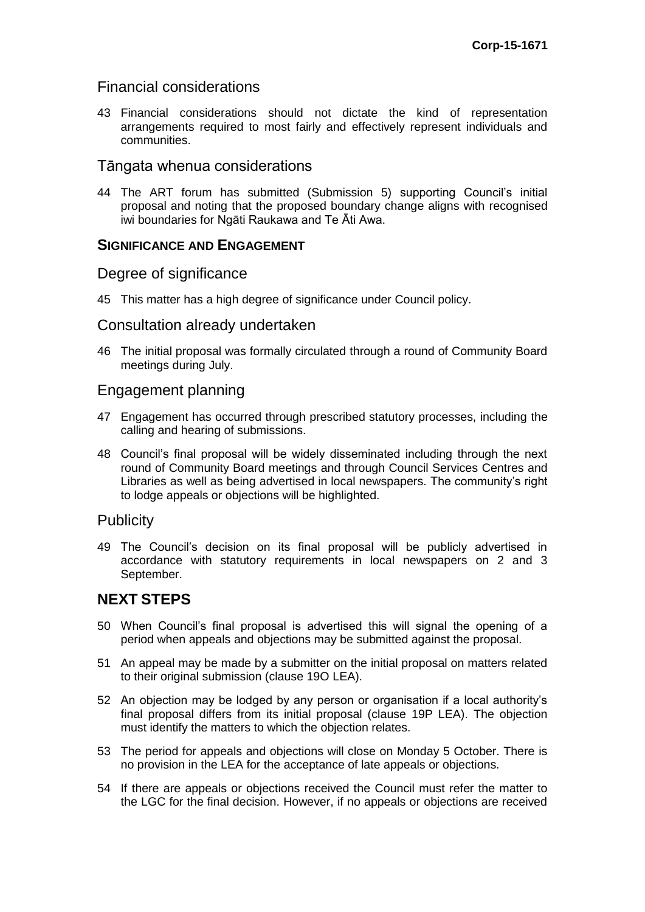## Financial considerations

43 Financial considerations should not dictate the kind of representation arrangements required to most fairly and effectively represent individuals and communities.

## Tāngata whenua considerations

44 The ART forum has submitted (Submission 5) supporting Council's initial proposal and noting that the proposed boundary change aligns with recognised iwi boundaries for Ngāti Raukawa and Te Āti Awa.

### SIGNIFICANCE AND ENGAGEMENT

## Degree of significance

45 This matter has a high degree of significance under Council policy.

## Consultation already undertaken

46 The initial proposal was formally circulated through a round of Community Board meetings during July.

## Engagement planning

47 Engagement has occurred through prescribed statutory processes, including the calling and hearing of submissions.

48 Council's final proposal will be widely disseminated including through the next round of Community Board meetings and through Council Services Centres and Libraries as well as being advertised in local newspapers. The community's right to lodge appeals or objections will be highlighted.

## Publicity

49 The Council's decision on its final proposal will be publicly advertised in accordance with statutory requirements in local newspapers on 2 and 3 September.

# NEXT STEPS

50 When Council's final proposal is advertised this will signal the opening of a period when appeals and objections may be submitted against the proposal.

51 An appeal may be made by a submitter on the initial proposal on matters related to their original submission (clause 19O LEA).

52 An objection may be lodged by any person or organisation if a local authority's final proposal differs from its initial proposal (clause 19P LEA). The objection must identify the matters to which the objection relates.

53 The period for appeals and objections will close on Monday 5 October. There is no provision in the LEA for the acceptance of late appeals or objections.

54 If there are appeals or objections received the Council must refer the matter to the LGC for the final decision. However, if no appeals or objections are received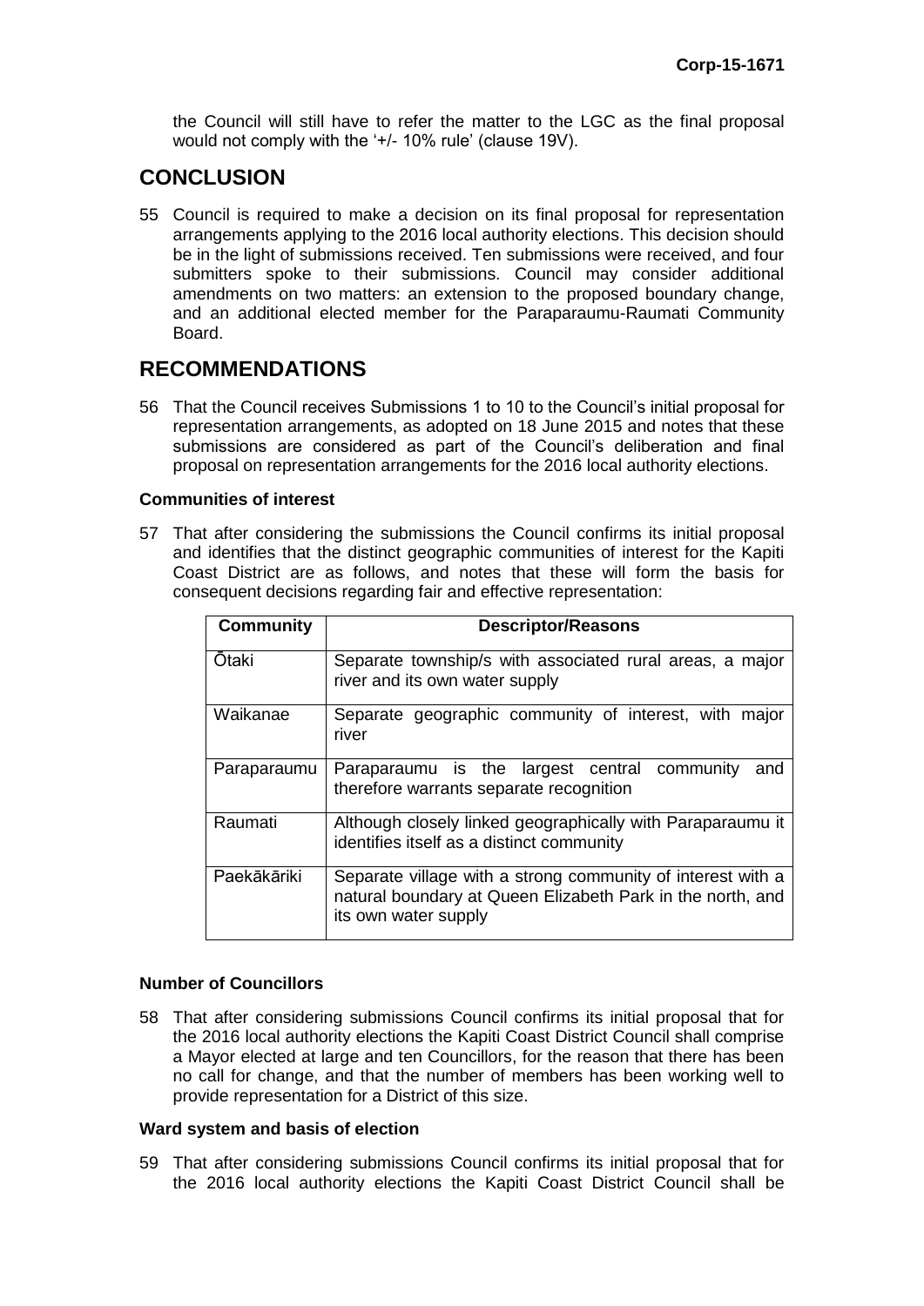the Council will still have to refer the matter to the LGC as the final proposal would not comply with the '+/- 10% rule' (clause 19V).

## CONCLUSION

55 Council is required to make a decision on its final proposal for representation arrangements applying to the 2016 local authority elections. This decision should be in the light of submissions received. Ten submissions were received, and four submitters spoke to their submissions. Council may consider additional amendments on two matters: an extension to the proposed boundary change, and an additional elected member for the Paraparaumu-Raumati Community Board.

## RECOMMENDATIONS

56 That the Council receives Submissions 1 to 10 to the Council's initial proposal for representation arrangements, as adopted on 18 June 2015 and notes that these submissions are considered as part of the Council's deliberation and final proposal on representation arrangements for the 2016 local authority elections.

### Communities of interest

57 That after considering the submissions the Council confirms its initial proposal and identifies that the distinct geographic communities of interest for the Kapiti Coast District are as follows, and notes that these will form the basis for consequent decisions regarding fair and effective representation:

| Community | Descriptor/Reasons |
|---|---|
| Ōtaki | Separate township/s with associated rural areas, a major river and its own water supply |
| Waikanae | Separate geographic community of interest, with major river |
| Paraparaumu | Paraparaumu is the largest central community and therefore warrants separate recognition |
| Raumati | Although closely linked geographically with Paraparaumu it identifies itself as a distinct community |
| Paekākāriki | Separate village with a strong community of interest with a natural boundary at Queen Elizabeth Park in the north, and its own water supply |

### Number of Councillors

58 That after considering submissions Council confirms its initial proposal that for the 2016 local authority elections the Kapiti Coast District Council shall comprise a Mayor elected at large and ten Councillors, for the reason that there has been no call for change, and that the number of members has been working well to provide representation for a District of this size.

### Ward system and basis of election

59 That after considering submissions Council confirms its initial proposal that for the 2016 local authority elections the Kapiti Coast District Council shall be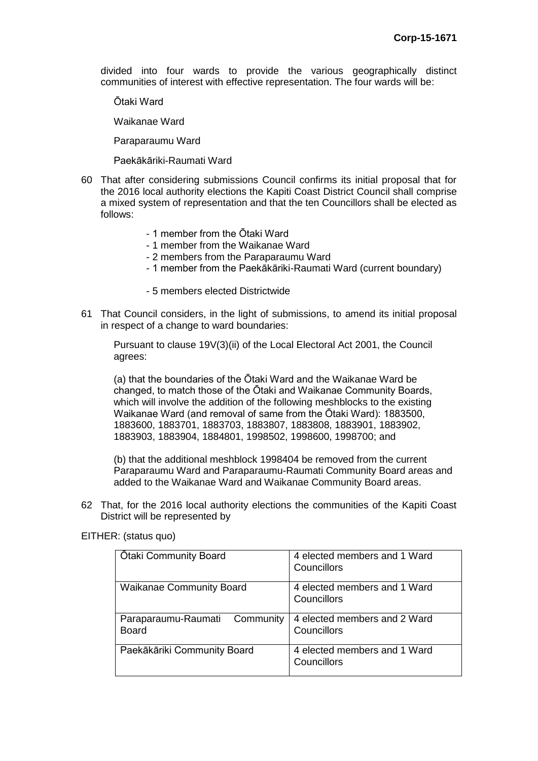divided into four wards to provide the various geographically distinct communities of interest with effective representation. The four wards will be:

Ōtaki Ward

Waikanae Ward

Paraparaumu Ward

Paekākāriki-Raumati Ward

60 That after considering submissions Council confirms its initial proposal that for the 2016 local authority elections the Kapiti Coast District Council shall comprise a mixed system of representation and that the ten Councillors shall be elected as follows:

- 1 member from the Ōtaki Ward
- 1 member from the Waikanae Ward
- 2 members from the Paraparaumu Ward
- 1 member from the Paekākāriki-Raumati Ward (current boundary)

- 5 members elected Districtwide

61 That Council considers, in the light of submissions, to amend its initial proposal in respect of a change to ward boundaries:

Pursuant to clause 19V(3)(ii) of the Local Electoral Act 2001, the Council agrees:

(a) that the boundaries of the Ōtaki Ward and the Waikanae Ward be changed, to match those of the Ōtaki and Waikanae Community Boards, which will involve the addition of the following meshblocks to the existing Waikanae Ward (and removal of same from the Ōtaki Ward): 1883500, 1883600, 1883701, 1883703, 1883807, 1883808, 1883901, 1883902, 1883903, 1883904, 1884801, 1998502, 1998600, 1998700; and

(b) that the additional meshblock 1998404 be removed from the current Paraparaumu Ward and Paraparaumu-Raumati Community Board areas and added to the Waikanae Ward and Waikanae Community Board areas.

62 That, for the 2016 local authority elections the communities of the Kapiti Coast District will be represented by

EITHER: (status quo)

| | |
|---|---|
| Ōtaki Community Board | 4 elected members and 1 Ward Councillors |
| Waikanae Community Board | 4 elected members and 1 Ward Councillors |
| Paraparaumu-Raumati Community Board | 4 elected members and 2 Ward Councillors |
| Paekākāriki Community Board | 4 elected members and 1 Ward Councillors |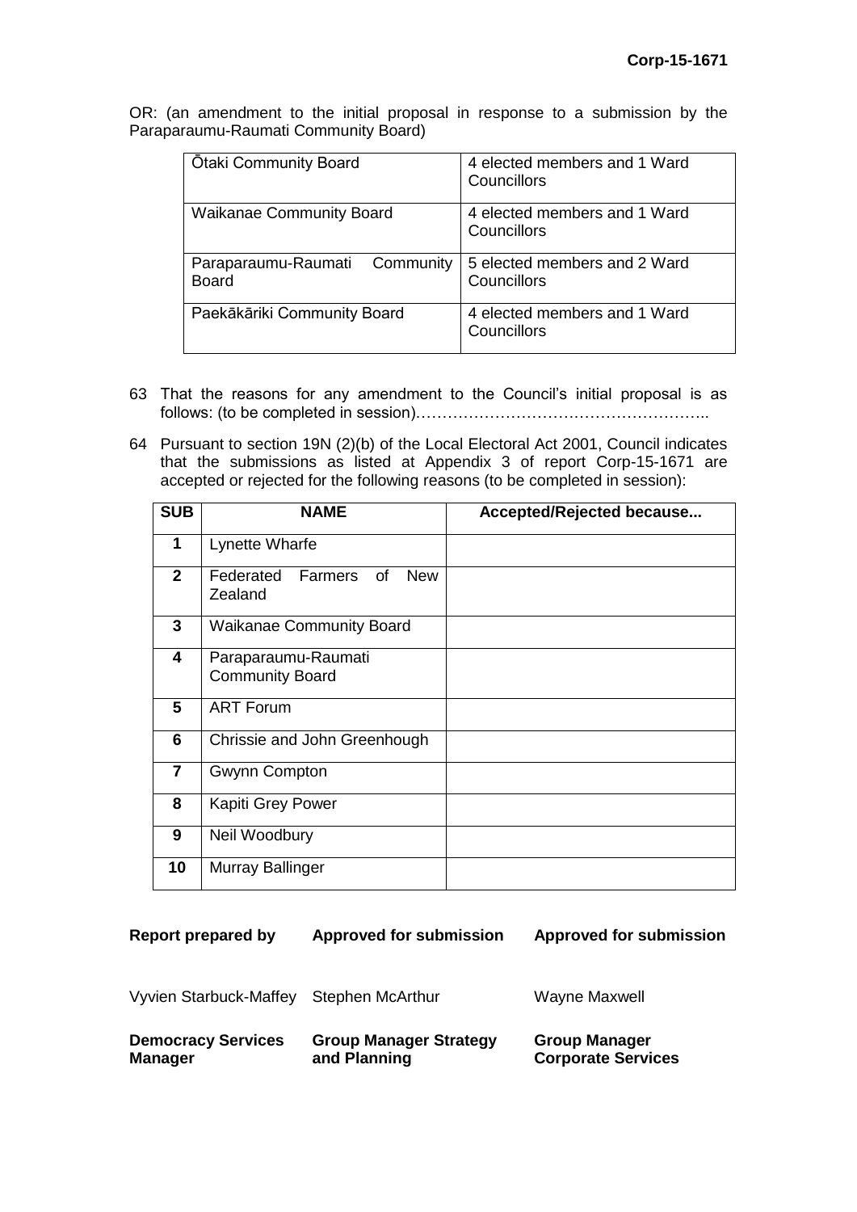OR: (an amendment to the initial proposal in response to a submission by the Paraparaumu-Raumati Community Board)

| | |
|---|---|
| Ōtaki Community Board | 4 elected members and 1 Ward Councillors |
| Waikanae Community Board | 4 elected members and 1 Ward Councillors |
| Paraparaumu-Raumati Community Board | 5 elected members and 2 Ward Councillors |
| Paekākāriki Community Board | 4 elected members and 1 Ward Councillors |

63 That the reasons for any amendment to the Council's initial proposal is as follows: (to be completed in session)……………………………………………..

64 Pursuant to section 19N (2)(b) of the Local Electoral Act 2001, Council indicates that the submissions as listed at Appendix 3 of report Corp-15-1671 are accepted or rejected for the following reasons (to be completed in session):

| SUB | NAME | Accepted/Rejected because... |
|---|---|---|
| 1 | Lynette Wharfe | |
| 2 | Federated Farmers of New Zealand | |
| 3 | Waikanae Community Board | |
| 4 | Paraparaumu-Raumati Community Board | |
| 5 | ART Forum | |
| 6 | Chrissie and John Greenhough | |
| 7 | Gwynn Compton | |
| 8 | Kapiti Grey Power | |
| 9 | Neil Woodbury | |
| 10 | Murray Ballinger | |

| Report prepared by | Approved for submission | Approved for submission |
|---|---|---|
| Vyvien Starbuck-Maffey | Stephen McArthur | Wayne Maxwell |
| **Democracy Services Manager** | **Group Manager Strategy and Planning** | **Group Manager Corporate Services** |